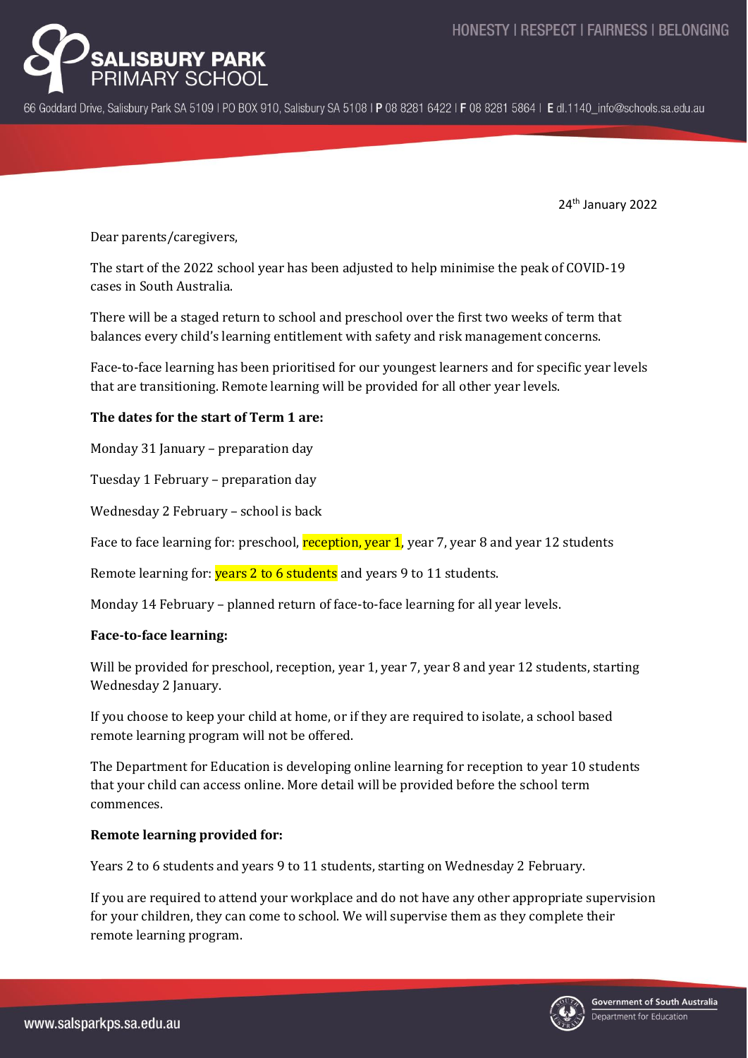# SALISBURY PARK PRIMARY SCHOOL

HONESTY | RESPECT | FAIRNESS | BELONGING

66 Goddard Drive, Salisbury Park SA 5109 | PO BOX 910, Salisbury SA 5108 | **P** 08 8281 6422 | **F** 08 8281 5864 | **E** dl.1140_info@schools.sa.edu.au

24th January 2022

Dear parents/caregivers,

The start of the 2022 school year has been adjusted to help minimise the peak of COVID-19 cases in South Australia.

There will be a staged return to school and preschool over the first two weeks of term that balances every child's learning entitlement with safety and risk management concerns.

Face-to-face learning has been prioritised for our youngest learners and for specific year levels that are transitioning. Remote learning will be provided for all other year levels.

**The dates for the start of Term 1 are:**

Monday 31 January – preparation day

Tuesday 1 February – preparation day

Wednesday 2 February – school is back

Face to face learning for: preschool, reception, year 1, year 7, year 8 and year 12 students

Remote learning for: years 2 to 6 students and years 9 to 11 students.

Monday 14 February – planned return of face-to-face learning for all year levels.

**Face-to-face learning:**

Will be provided for preschool, reception, year 1, year 7, year 8 and year 12 students, starting Wednesday 2 January.

If you choose to keep your child at home, or if they are required to isolate, a school based remote learning program will not be offered.

The Department for Education is developing online learning for reception to year 10 students that your child can access online. More detail will be provided before the school term commences.

**Remote learning provided for:**

Years 2 to 6 students and years 9 to 11 students, starting on Wednesday 2 February.

If you are required to attend your workplace and do not have any other appropriate supervision for your children, they can come to school. We will supervise them as they complete their remote learning program.

www.salsparkps.sa.edu.au

Government of South Australia
Department for Education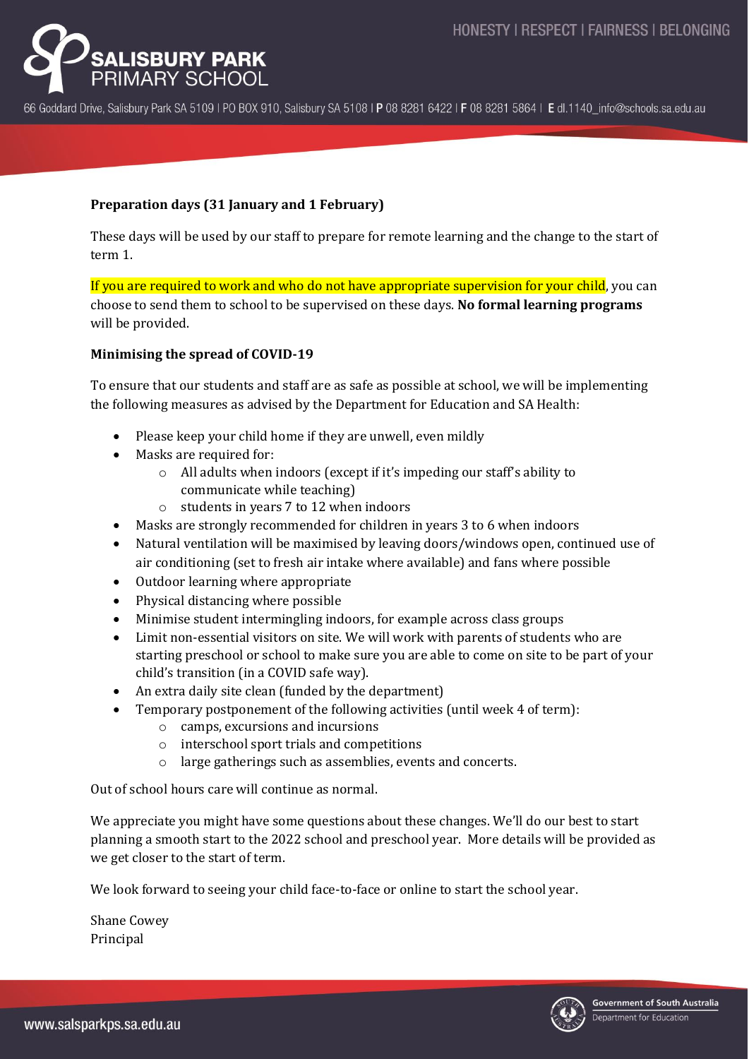**Preparation days (31 January and 1 February)**

These days will be used by our staff to prepare for remote learning and the change to the start of term 1.

If you are required to work and who do not have appropriate supervision for your child, you can choose to send them to school to be supervised on these days. **No formal learning programs** will be provided.

**Minimising the spread of COVID-19**

To ensure that our students and staff are as safe as possible at school, we will be implementing the following measures as advised by the Department for Education and SA Health:

- Please keep your child home if they are unwell, even mildly
- Masks are required for:
  - All adults when indoors (except if it's impeding our staff's ability to communicate while teaching)
  - students in years 7 to 12 when indoors
- Masks are strongly recommended for children in years 3 to 6 when indoors
- Natural ventilation will be maximised by leaving doors/windows open, continued use of air conditioning (set to fresh air intake where available) and fans where possible
- Outdoor learning where appropriate
- Physical distancing where possible
- Minimise student intermingling indoors, for example across class groups
- Limit non-essential visitors on site. We will work with parents of students who are starting preschool or school to make sure you are able to come on site to be part of your child's transition (in a COVID safe way).
- An extra daily site clean (funded by the department)
- Temporary postponement of the following activities (until week 4 of term):
  - camps, excursions and incursions
  - interschool sport trials and competitions
  - large gatherings such as assemblies, events and concerts.

Out of school hours care will continue as normal.

We appreciate you might have some questions about these changes. We'll do our best to start planning a smooth start to the 2022 school and preschool year. More details will be provided as we get closer to the start of term.

We look forward to seeing your child face-to-face or online to start the school year.

Shane Cowey
Principal